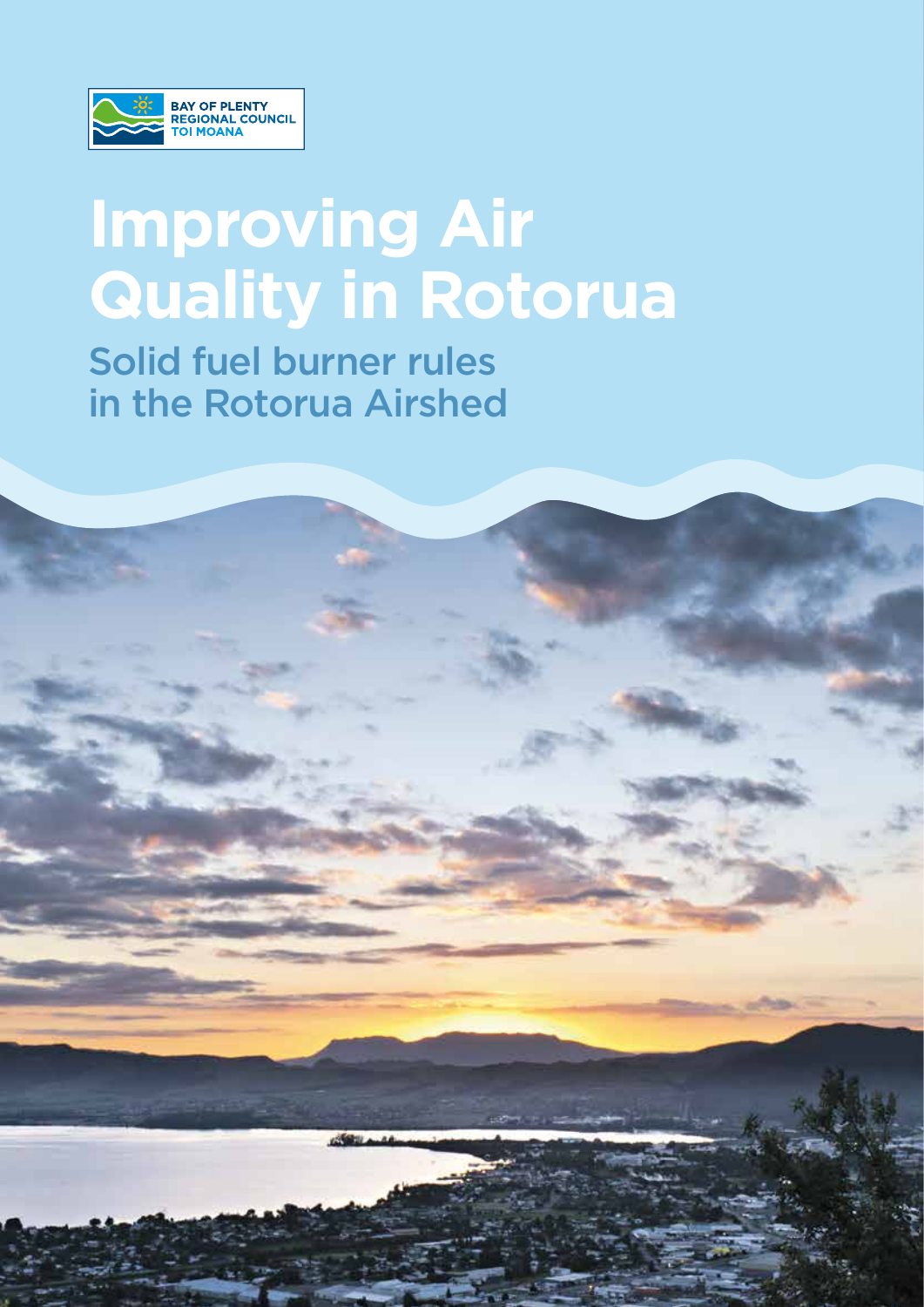BAY OF PLENTY REGIONAL COUNCIL
TOI MOANA

# Improving Air Quality in Rotorua

## Solid fuel burner rules in the Rotorua Airshed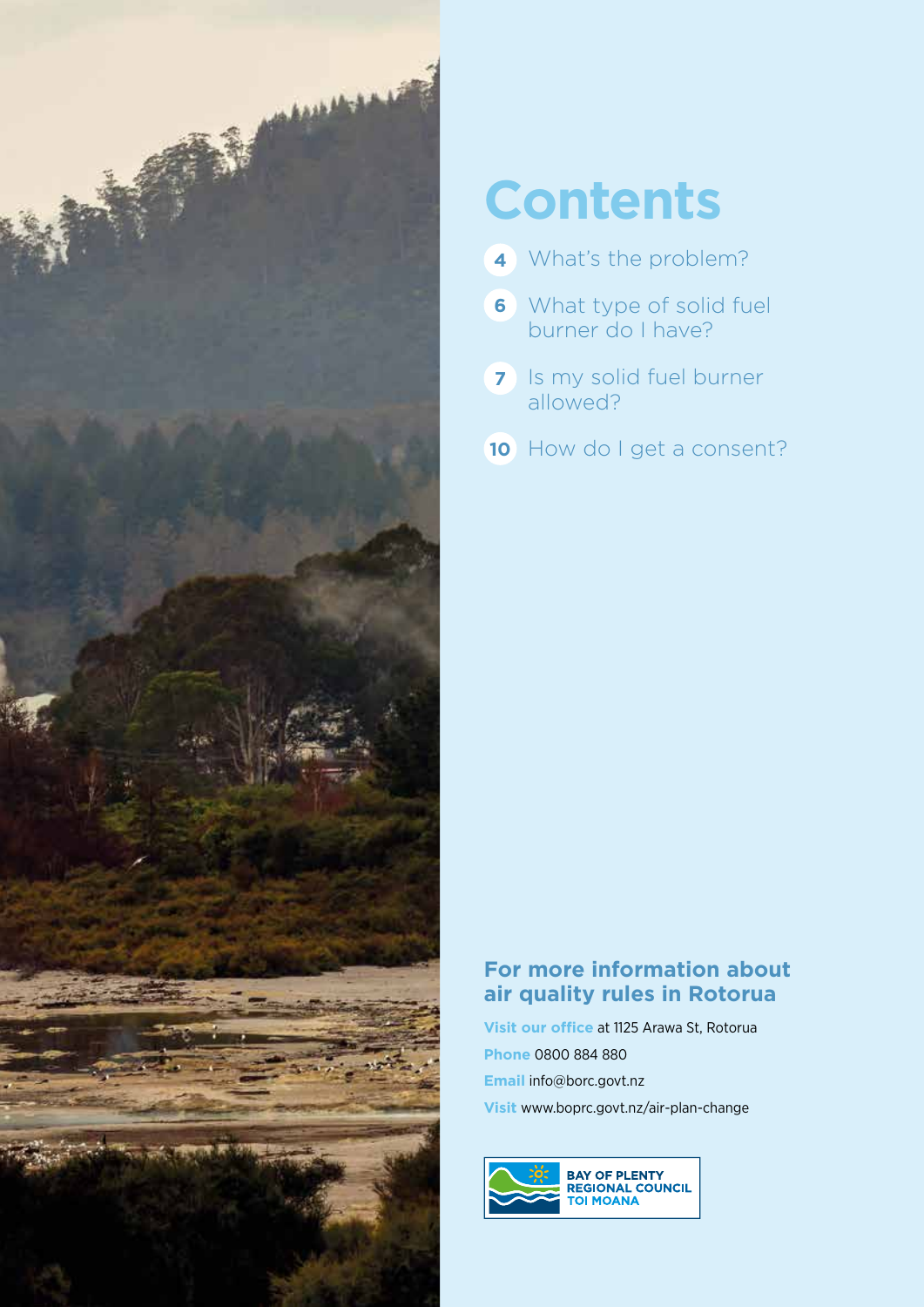# Contents

- **4** What's the problem?
- **6** What type of solid fuel burner do I have?
- **7** Is my solid fuel burner allowed?
- **10** How do I get a consent?

## For more information about air quality rules in Rotorua

**Visit our office** at 1125 Arawa St, Rotorua

**Phone** 0800 884 880

**Email** info@borc.govt.nz

**Visit** www.boprc.govt.nz/air-plan-change

BAY OF PLENTY REGIONAL COUNCIL TOI MOANA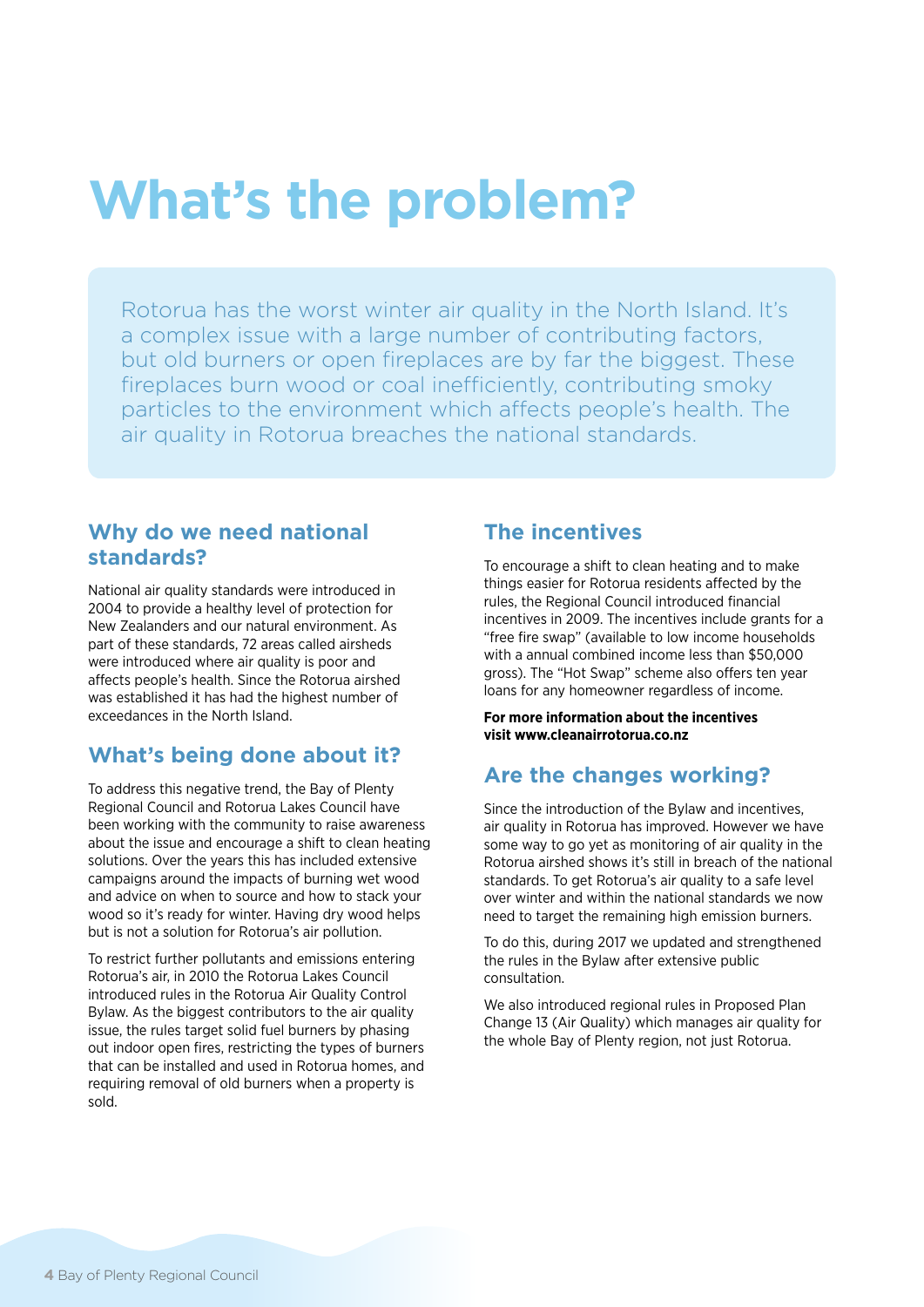# What's the problem?

Rotorua has the worst winter air quality in the North Island. It's a complex issue with a large number of contributing factors, but old burners or open fireplaces are by far the biggest. These fireplaces burn wood or coal inefficiently, contributing smoky particles to the environment which affects people's health. The air quality in Rotorua breaches the national standards.

## Why do we need national standards?

National air quality standards were introduced in 2004 to provide a healthy level of protection for New Zealanders and our natural environment. As part of these standards, 72 areas called airsheds were introduced where air quality is poor and affects people's health. Since the Rotorua airshed was established it has had the highest number of exceedances in the North Island.

## What's being done about it?

To address this negative trend, the Bay of Plenty Regional Council and Rotorua Lakes Council have been working with the community to raise awareness about the issue and encourage a shift to clean heating solutions. Over the years this has included extensive campaigns around the impacts of burning wet wood and advice on when to source and how to stack your wood so it's ready for winter. Having dry wood helps but is not a solution for Rotorua's air pollution.

To restrict further pollutants and emissions entering Rotorua's air, in 2010 the Rotorua Lakes Council introduced rules in the Rotorua Air Quality Control Bylaw. As the biggest contributors to the air quality issue, the rules target solid fuel burners by phasing out indoor open fires, restricting the types of burners that can be installed and used in Rotorua homes, and requiring removal of old burners when a property is sold.

## The incentives

To encourage a shift to clean heating and to make things easier for Rotorua residents affected by the rules, the Regional Council introduced financial incentives in 2009. The incentives include grants for a "free fire swap" (available to low income households with a annual combined income less than $50,000 gross). The "Hot Swap" scheme also offers ten year loans for any homeowner regardless of income.

**For more information about the incentives visit www.cleanairrotorua.co.nz**

## Are the changes working?

Since the introduction of the Bylaw and incentives, air quality in Rotorua has improved. However we have some way to go yet as monitoring of air quality in the Rotorua airshed shows it's still in breach of the national standards. To get Rotorua's air quality to a safe level over winter and within the national standards we now need to target the remaining high emission burners.

To do this, during 2017 we updated and strengthened the rules in the Bylaw after extensive public consultation.

We also introduced regional rules in Proposed Plan Change 13 (Air Quality) which manages air quality for the whole Bay of Plenty region, not just Rotorua.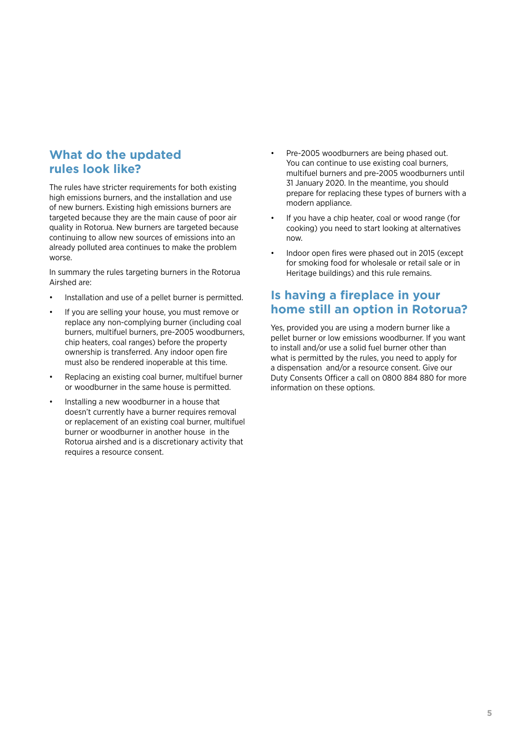## What do the updated rules look like?

The rules have stricter requirements for both existing high emissions burners, and the installation and use of new burners. Existing high emissions burners are targeted because they are the main cause of poor air quality in Rotorua. New burners are targeted because continuing to allow new sources of emissions into an already polluted area continues to make the problem worse.

In summary the rules targeting burners in the Rotorua Airshed are:

- Installation and use of a pellet burner is permitted.
- If you are selling your house, you must remove or replace any non-complying burner (including coal burners, multifuel burners, pre-2005 woodburners, chip heaters, coal ranges) before the property ownership is transferred. Any indoor open fire must also be rendered inoperable at this time.
- Replacing an existing coal burner, multifuel burner or woodburner in the same house is permitted.
- Installing a new woodburner in a house that doesn't currently have a burner requires removal or replacement of an existing coal burner, multifuel burner or woodburner in another house in the Rotorua airshed and is a discretionary activity that requires a resource consent.
- Pre-2005 woodburners are being phased out. You can continue to use existing coal burners, multifuel burners and pre-2005 woodburners until 31 January 2020. In the meantime, you should prepare for replacing these types of burners with a modern appliance.
- If you have a chip heater, coal or wood range (for cooking) you need to start looking at alternatives now.
- Indoor open fires were phased out in 2015 (except for smoking food for wholesale or retail sale or in Heritage buildings) and this rule remains.

## Is having a fireplace in your home still an option in Rotorua?

Yes, provided you are using a modern burner like a pellet burner or low emissions woodburner. If you want to install and/or use a solid fuel burner other than what is permitted by the rules, you need to apply for a dispensation and/or a resource consent. Give our Duty Consents Officer a call on 0800 884 880 for more information on these options.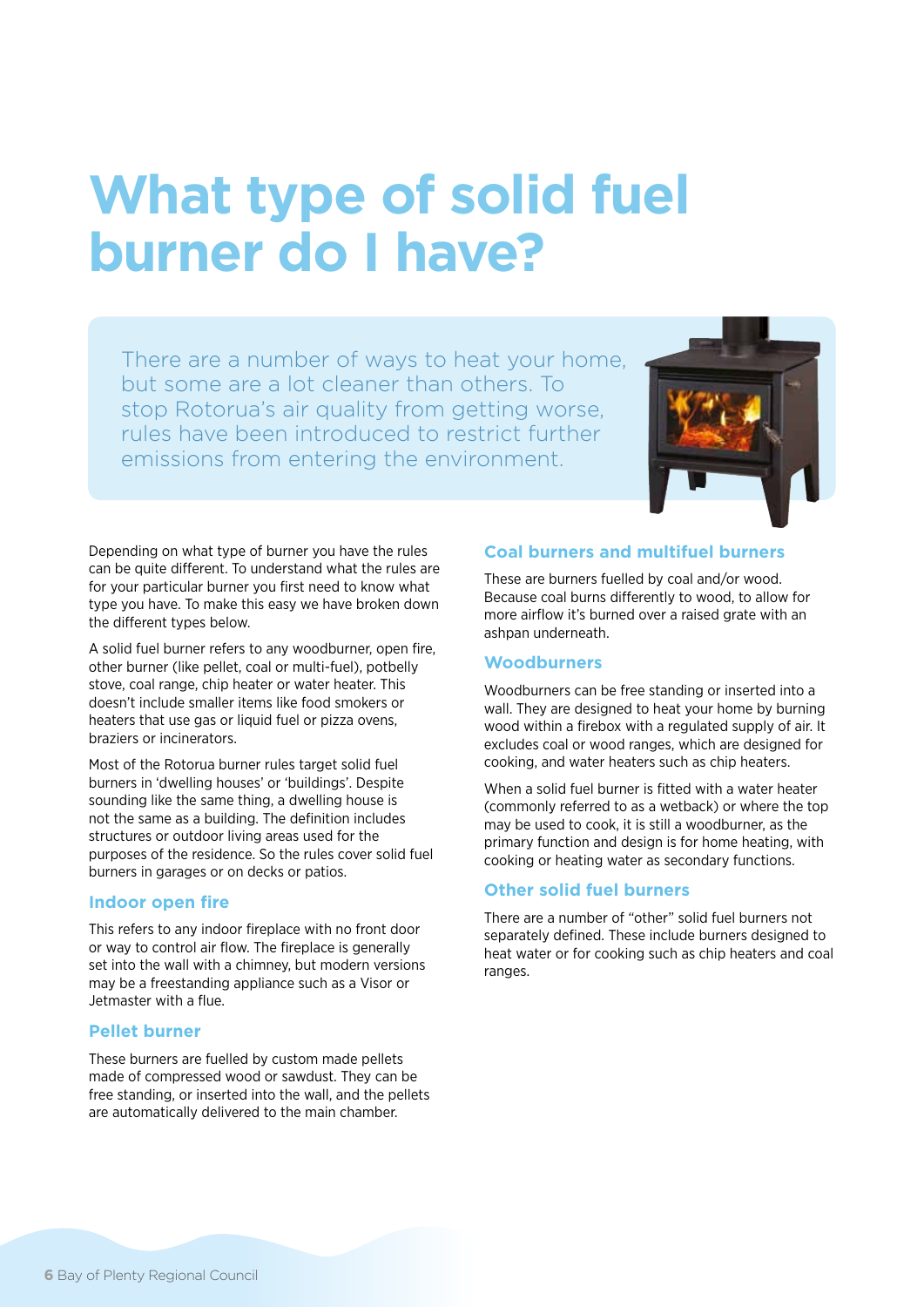# What type of solid fuel burner do I have?

There are a number of ways to heat your home, but some are a lot cleaner than others. To stop Rotorua's air quality from getting worse, rules have been introduced to restrict further emissions from entering the environment.

Depending on what type of burner you have the rules can be quite different. To understand what the rules are for your particular burner you first need to know what type you have. To make this easy we have broken down the different types below.

A solid fuel burner refers to any woodburner, open fire, other burner (like pellet, coal or multi-fuel), potbelly stove, coal range, chip heater or water heater. This doesn't include smaller items like food smokers or heaters that use gas or liquid fuel or pizza ovens, braziers or incinerators.

Most of the Rotorua burner rules target solid fuel burners in 'dwelling houses' or 'buildings'. Despite sounding like the same thing, a dwelling house is not the same as a building. The definition includes structures or outdoor living areas used for the purposes of the residence. So the rules cover solid fuel burners in garages or on decks or patios.

## Indoor open fire

This refers to any indoor fireplace with no front door or way to control air flow. The fireplace is generally set into the wall with a chimney, but modern versions may be a freestanding appliance such as a Visor or Jetmaster with a flue.

## Pellet burner

These burners are fuelled by custom made pellets made of compressed wood or sawdust. They can be free standing, or inserted into the wall, and the pellets are automatically delivered to the main chamber.

## Coal burners and multifuel burners

These are burners fuelled by coal and/or wood. Because coal burns differently to wood, to allow for more airflow it's burned over a raised grate with an ashpan underneath.

## Woodburners

Woodburners can be free standing or inserted into a wall. They are designed to heat your home by burning wood within a firebox with a regulated supply of air. It excludes coal or wood ranges, which are designed for cooking, and water heaters such as chip heaters.

When a solid fuel burner is fitted with a water heater (commonly referred to as a wetback) or where the top may be used to cook, it is still a woodburner, as the primary function and design is for home heating, with cooking or heating water as secondary functions.

## Other solid fuel burners

There are a number of "other" solid fuel burners not separately defined. These include burners designed to heat water or for cooking such as chip heaters and coal ranges.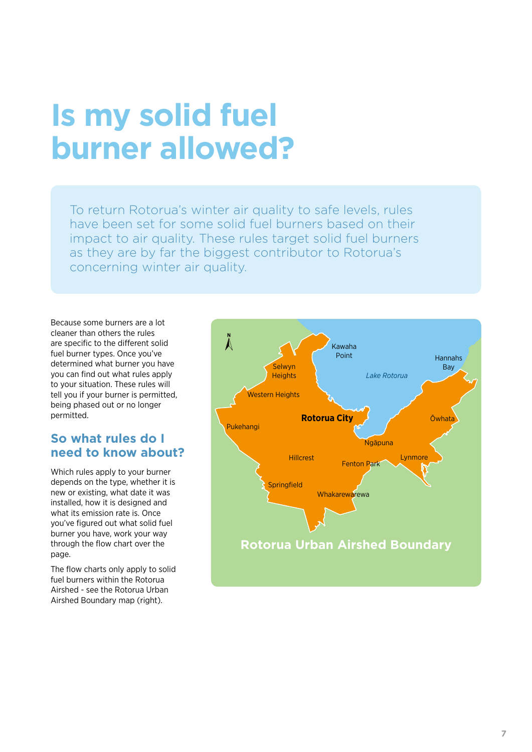# Is my solid fuel burner allowed?

To return Rotorua's winter air quality to safe levels, rules have been set for some solid fuel burners based on their impact to air quality. These rules target solid fuel burners as they are by far the biggest contributor to Rotorua's concerning winter air quality.

Because some burners are a lot cleaner than others the rules are specific to the different solid fuel burner types. Once you've determined what burner you have you can find out what rules apply to your situation. These rules will tell you if your burner is permitted, being phased out or no longer permitted.

## So what rules do I need to know about?

Which rules apply to your burner depends on the type, whether it is new or existing, what date it was installed, how it is designed and what its emission rate is. Once you've figured out what solid fuel burner you have, work your way through the flow chart over the page.

The flow charts only apply to solid fuel burners within the Rotorua Airshed - see the Rotorua Urban Airshed Boundary map (right).

Kawaha Point, Hannahs Bay, Selwyn Heights, *Lake Rotorua*, Western Heights, **Rotorua City**, Ōwhata, Pukehangi, Ngāpuna, Hillcrest, Lynmore, Fenton Park, Springfield, Whakarewarewa

**Rotorua Urban Airshed Boundary**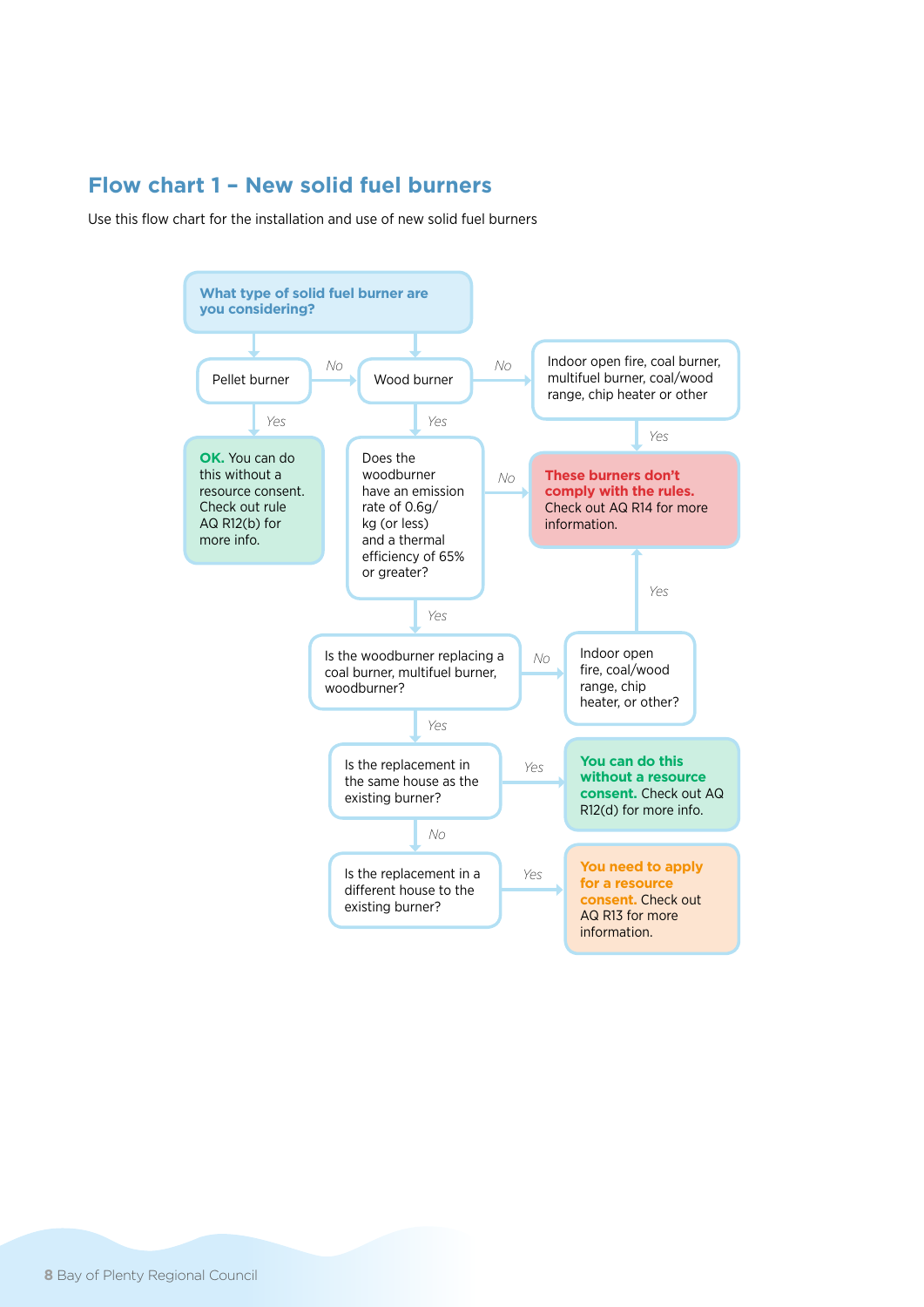## Flow chart 1 – New solid fuel burners

Use this flow chart for the installation and use of new solid fuel burners

**What type of solid fuel burner are you considering?**

- **Pellet burner**
  - *Yes* → **OK.** You can do this without a resource consent. Check out rule AQ R12(b) for more info.
  - *No* → **Wood burner**
- **Wood burner**
  - *Yes* → Does the woodburner have an emission rate of 0.6g/kg (or less) and a thermal efficiency of 65% or greater?
    - *No* → **These burners don't comply with the rules.** Check out AQ R14 for more information.
    - *Yes* → Is the woodburner replacing a coal burner, multifuel burner, woodburner?
      - *No* → Indoor open fire, coal/wood range, chip heater, or other?
        - *Yes* → **These burners don't comply with the rules.** Check out AQ R14 for more information.
      - *Yes* → Is the replacement in the same house as the existing burner?
        - *Yes* → **You can do this without a resource consent.** Check out AQ R12(d) for more info.
        - *No* → Is the replacement in a different house to the existing burner?
          - *Yes* → **You need to apply for a resource consent.** Check out AQ R13 for more information.
  - *No* → Indoor open fire, coal burner, multifuel burner, coal/wood range, chip heater or other
    - *Yes* → **These burners don't comply with the rules.** Check out AQ R14 for more information.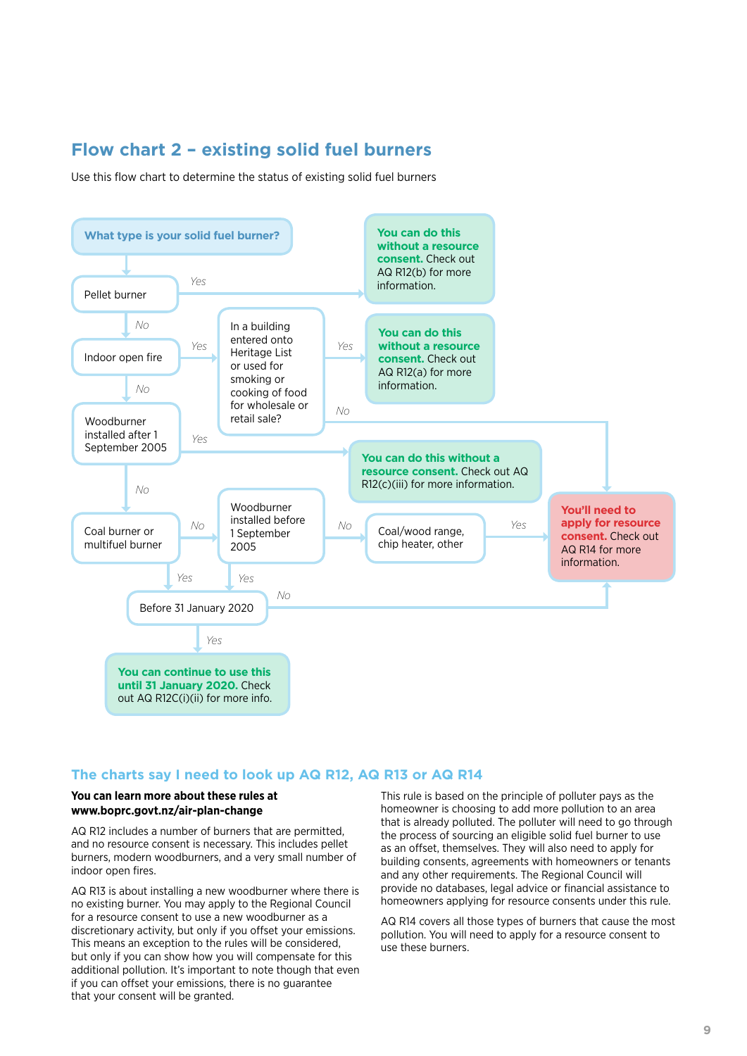## Flow chart 2 – existing solid fuel burners

Use this flow chart to determine the status of existing solid fuel burners

**What type is your solid fuel burner?**

- **Pellet burner**
  - Yes → **You can do this without a resource consent.** Check out AQ R12(b) for more information.
  - No → **Indoor open fire**
    - Yes → **In a building entered onto Heritage List or used for smoking or cooking of food for wholesale or retail sale?**
      - Yes → **You can do this without a resource consent.** Check out AQ R12(a) for more information.
      - No → **You'll need to apply for resource consent.** Check out AQ R14 for more information.
    - No → **Woodburner installed after 1 September 2005**
      - Yes → **You can do this without a resource consent.** Check out AQ R12(c)(iii) for more information.
      - No → **Coal burner or multifuel burner**
        - Yes → **Before 31 January 2020**
        - No → **Woodburner installed before 1 September 2005**
          - Yes → **Before 31 January 2020**
          - No → **Coal/wood range, chip heater, other**
            - Yes → **You'll need to apply for resource consent.** Check out AQ R14 for more information.

**Before 31 January 2020**
- Yes → **You can continue to use this until 31 January 2020.** Check out AQ R12C(i)(ii) for more info.
- No → **You'll need to apply for resource consent.** Check out AQ R14 for more information.

## The charts say I need to look up AQ R12, AQ R13 or AQ R14

**You can learn more about these rules at www.boprc.govt.nz/air-plan-change**

AQ R12 includes a number of burners that are permitted, and no resource consent is necessary. This includes pellet burners, modern woodburners, and a very small number of indoor open fires.

AQ R13 is about installing a new woodburner where there is no existing burner. You may apply to the Regional Council for a resource consent to use a new woodburner as a discretionary activity, but only if you offset your emissions. This means an exception to the rules will be considered, but only if you can show how you will compensate for this additional pollution. It's important to note though that even if you can offset your emissions, there is no guarantee that your consent will be granted.

This rule is based on the principle of polluter pays as the homeowner is choosing to add more pollution to an area that is already polluted. The polluter will need to go through the process of sourcing an eligible solid fuel burner to use as an offset, themselves. They will also need to apply for building consents, agreements with homeowners or tenants and any other requirements. The Regional Council will provide no databases, legal advice or financial assistance to homeowners applying for resource consents under this rule.

AQ R14 covers all those types of burners that cause the most pollution. You will need to apply for a resource consent to use these burners.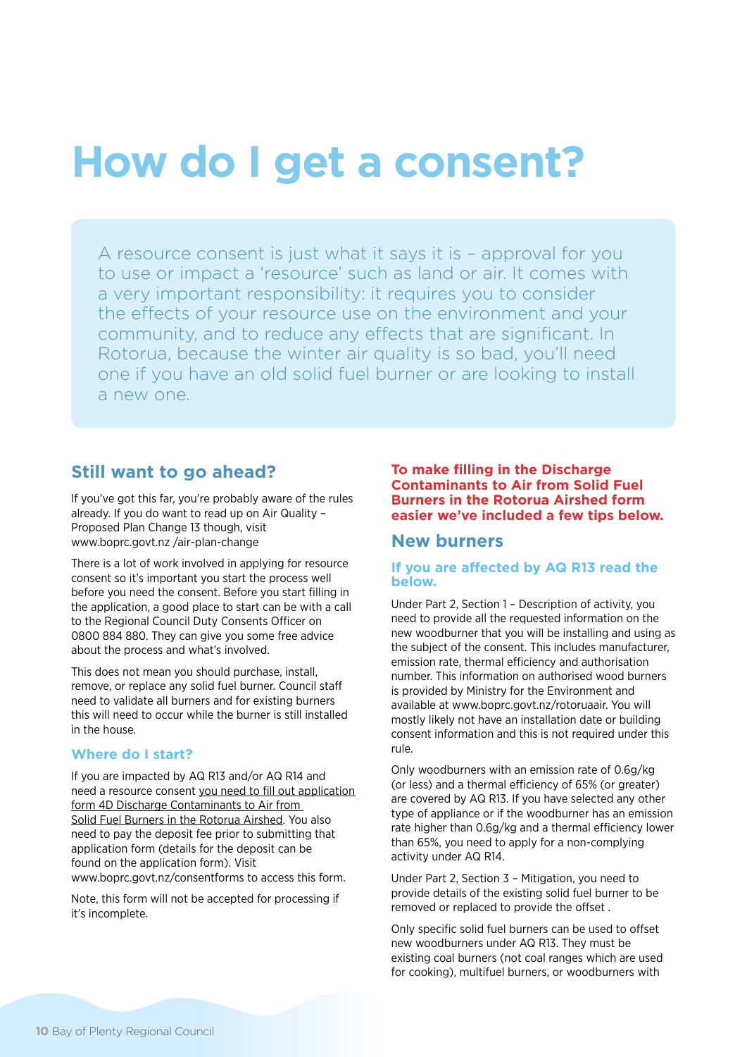# How do I get a consent?

A resource consent is just what it says it is – approval for you to use or impact a 'resource' such as land or air. It comes with a very important responsibility: it requires you to consider the effects of your resource use on the environment and your community, and to reduce any effects that are significant. In Rotorua, because the winter air quality is so bad, you'll need one if you have an old solid fuel burner or are looking to install a new one.

## Still want to go ahead?

If you've got this far, you're probably aware of the rules already. If you do want to read up on Air Quality – Proposed Plan Change 13 though, visit www.boprc.govt.nz /air-plan-change

There is a lot of work involved in applying for resource consent so it's important you start the process well before you need the consent. Before you start filling in the application, a good place to start can be with a call to the Regional Council Duty Consents Officer on 0800 884 880. They can give you some free advice about the process and what's involved.

This does not mean you should purchase, install, remove, or replace any solid fuel burner. Council staff need to validate all burners and for existing burners this will need to occur while the burner is still installed in the house.

### Where do I start?

If you are impacted by AQ R13 and/or AQ R14 and need a resource consent you need to fill out application form 4D Discharge Contaminants to Air from Solid Fuel Burners in the Rotorua Airshed. You also need to pay the deposit fee prior to submitting that application form (details for the deposit can be found on the application form). Visit www.boprc.govt.nz/consentforms to access this form.

Note, this form will not be accepted for processing if it's incomplete.

**To make filling in the Discharge Contaminants to Air from Solid Fuel Burners in the Rotorua Airshed form easier we've included a few tips below.**

## New burners

### If you are affected by AQ R13 read the below.

Under Part 2, Section 1 – Description of activity, you need to provide all the requested information on the new woodburner that you will be installing and using as the subject of the consent. This includes manufacturer, emission rate, thermal efficiency and authorisation number. This information on authorised wood burners is provided by Ministry for the Environment and available at www.boprc.govt.nz/rotoruaair. You will mostly likely not have an installation date or building consent information and this is not required under this rule.

Only woodburners with an emission rate of 0.6g/kg (or less) and a thermal efficiency of 65% (or greater) are covered by AQ R13. If you have selected any other type of appliance or if the woodburner has an emission rate higher than 0.6g/kg and a thermal efficiency lower than 65%, you need to apply for a non-complying activity under AQ R14.

Under Part 2, Section 3 – Mitigation, you need to provide details of the existing solid fuel burner to be removed or replaced to provide the offset .

Only specific solid fuel burners can be used to offset new woodburners under AQ R13. They must be existing coal burners (not coal ranges which are used for cooking), multifuel burners, or woodburners with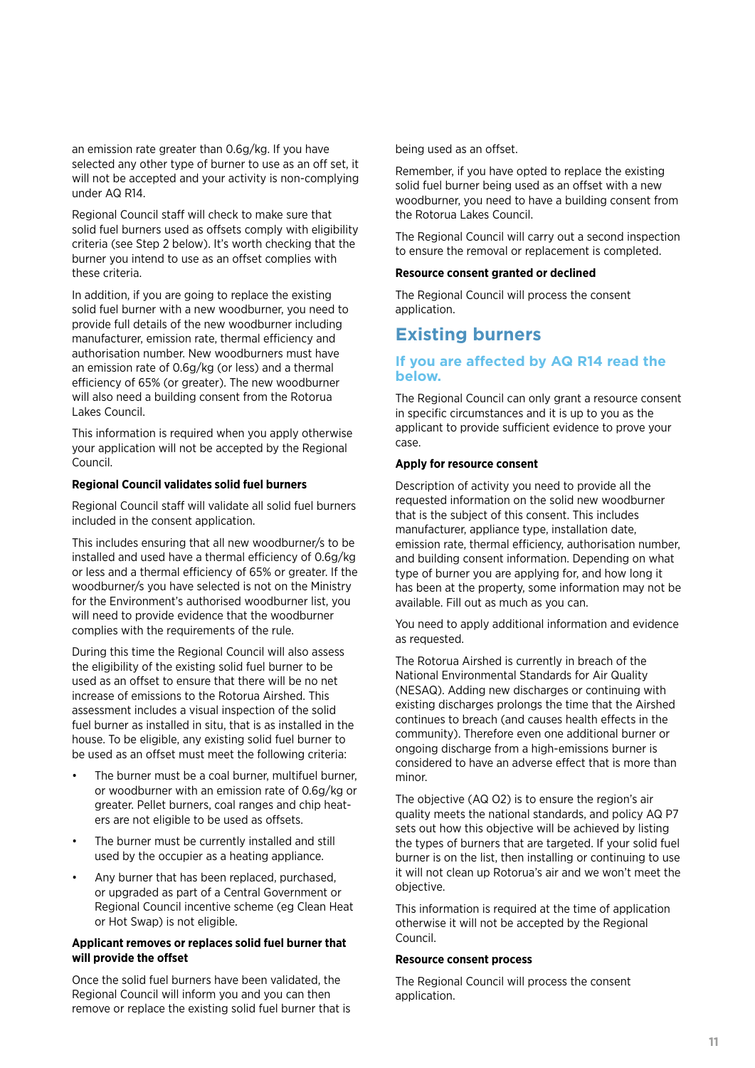an emission rate greater than 0.6g/kg. If you have selected any other type of burner to use as an off set, it will not be accepted and your activity is non-complying under AQ R14.

Regional Council staff will check to make sure that solid fuel burners used as offsets comply with eligibility criteria (see Step 2 below). It's worth checking that the burner you intend to use as an offset complies with these criteria.

In addition, if you are going to replace the existing solid fuel burner with a new woodburner, you need to provide full details of the new woodburner including manufacturer, emission rate, thermal efficiency and authorisation number. New woodburners must have an emission rate of 0.6g/kg (or less) and a thermal efficiency of 65% (or greater). The new woodburner will also need a building consent from the Rotorua Lakes Council.

This information is required when you apply otherwise your application will not be accepted by the Regional Council.

**Regional Council validates solid fuel burners**

Regional Council staff will validate all solid fuel burners included in the consent application.

This includes ensuring that all new woodburner/s to be installed and used have a thermal efficiency of 0.6g/kg or less and a thermal efficiency of 65% or greater. If the woodburner/s you have selected is not on the Ministry for the Environment's authorised woodburner list, you will need to provide evidence that the woodburner complies with the requirements of the rule.

During this time the Regional Council will also assess the eligibility of the existing solid fuel burner to be used as an offset to ensure that there will be no net increase of emissions to the Rotorua Airshed. This assessment includes a visual inspection of the solid fuel burner as installed in situ, that is as installed in the house. To be eligible, any existing solid fuel burner to be used as an offset must meet the following criteria:

- The burner must be a coal burner, multifuel burner, or woodburner with an emission rate of 0.6g/kg or greater. Pellet burners, coal ranges and chip heaters are not eligible to be used as offsets.
- The burner must be currently installed and still used by the occupier as a heating appliance.
- Any burner that has been replaced, purchased, or upgraded as part of a Central Government or Regional Council incentive scheme (eg Clean Heat or Hot Swap) is not eligible.

**Applicant removes or replaces solid fuel burner that will provide the offset**

Once the solid fuel burners have been validated, the Regional Council will inform you and you can then remove or replace the existing solid fuel burner that is being used as an offset.

Remember, if you have opted to replace the existing solid fuel burner being used as an offset with a new woodburner, you need to have a building consent from the Rotorua Lakes Council.

The Regional Council will carry out a second inspection to ensure the removal or replacement is completed.

**Resource consent granted or declined**

The Regional Council will process the consent application.

## Existing burners

### If you are affected by AQ R14 read the below.

The Regional Council can only grant a resource consent in specific circumstances and it is up to you as the applicant to provide sufficient evidence to prove your case.

**Apply for resource consent**

Description of activity you need to provide all the requested information on the solid new woodburner that is the subject of this consent. This includes manufacturer, appliance type, installation date, emission rate, thermal efficiency, authorisation number, and building consent information. Depending on what type of burner you are applying for, and how long it has been at the property, some information may not be available. Fill out as much as you can.

You need to apply additional information and evidence as requested.

The Rotorua Airshed is currently in breach of the National Environmental Standards for Air Quality (NESAQ). Adding new discharges or continuing with existing discharges prolongs the time that the Airshed continues to breach (and causes health effects in the community). Therefore even one additional burner or ongoing discharge from a high-emissions burner is considered to have an adverse effect that is more than minor.

The objective (AQ O2) is to ensure the region's air quality meets the national standards, and policy AQ P7 sets out how this objective will be achieved by listing the types of burners that are targeted. If your solid fuel burner is on the list, then installing or continuing to use it will not clean up Rotorua's air and we won't meet the objective.

This information is required at the time of application otherwise it will not be accepted by the Regional Council.

**Resource consent process**

The Regional Council will process the consent application.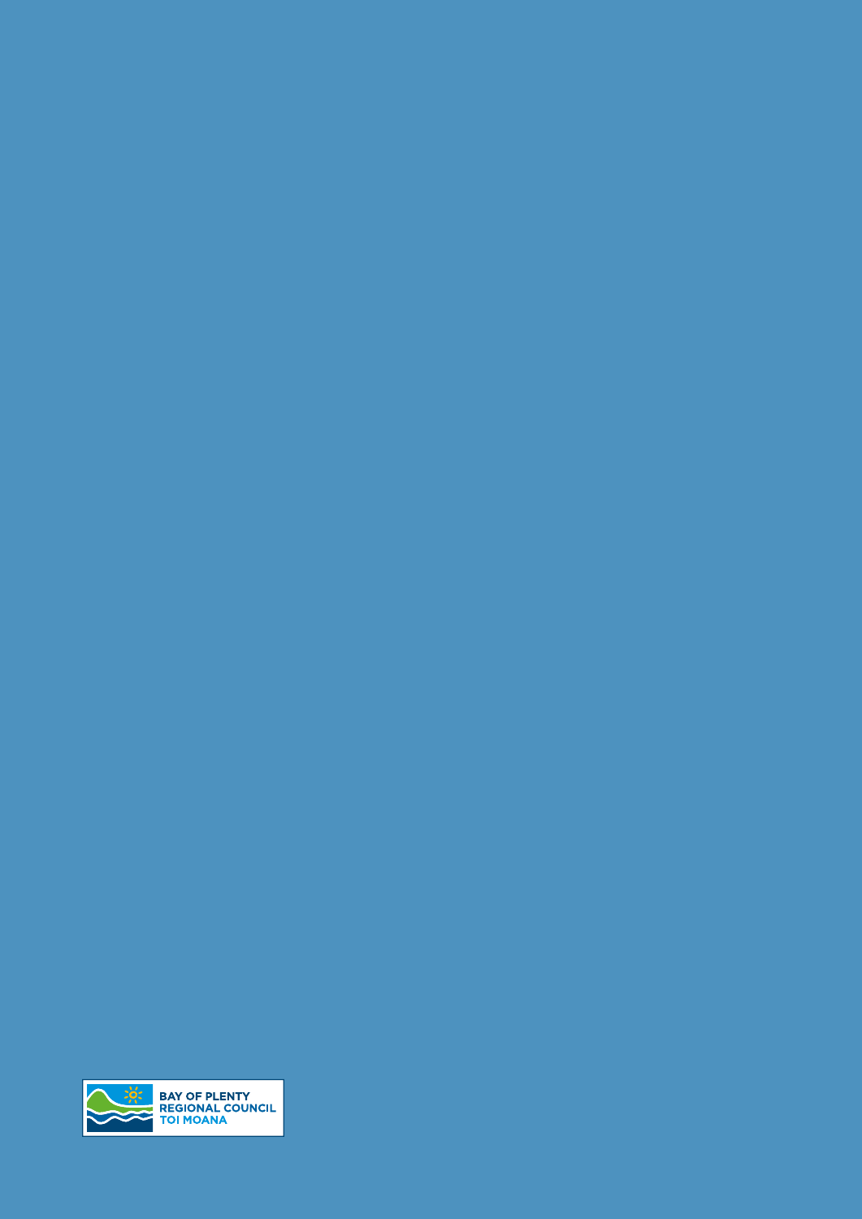BAY OF PLENTY
REGIONAL COUNCIL
TOI MOANA